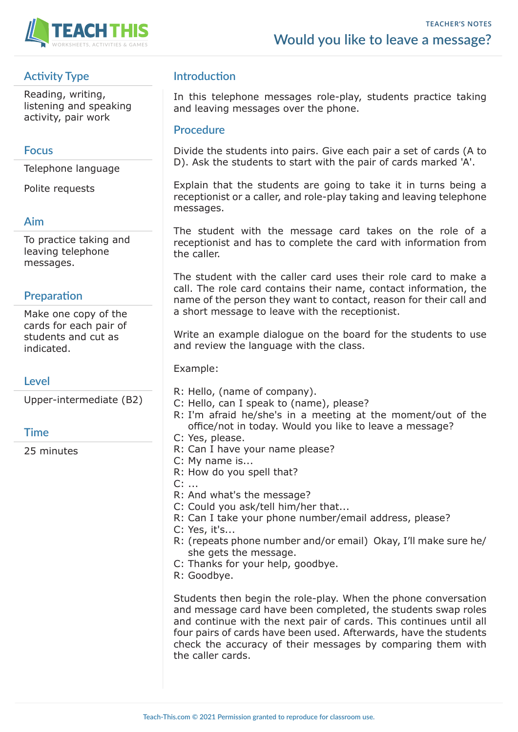TEACHER'S NOTES

# Would you like to leave a message?

## Activity Type

Reading, writing, listening and speaking activity, pair work

## Focus

Telephone language

Polite requests

## Aim

To practice taking and leaving telephone messages.

## Preparation

Make one copy of the cards for each pair of students and cut as indicated.

## Level

Upper-intermediate (B2)

## Time

25 minutes

## Introduction

In this telephone messages role-play, students practice taking and leaving messages over the phone.

## Procedure

Divide the students into pairs. Give each pair a set of cards (A to D). Ask the students to start with the pair of cards marked 'A'.

Explain that the students are going to take it in turns being a receptionist or a caller, and role-play taking and leaving telephone messages.

The student with the message card takes on the role of a receptionist and has to complete the card with information from the caller.

The student with the caller card uses their role card to make a call. The role card contains their name, contact information, the name of the person they want to contact, reason for their call and a short message to leave with the receptionist.

Write an example dialogue on the board for the students to use and review the language with the class.

Example:

R: Hello, (name of company).
C: Hello, can I speak to (name), please?
R: I'm afraid he/she's in a meeting at the moment/out of the office/not in today. Would you like to leave a message?
C: Yes, please.
R: Can I have your name please?
C: My name is...
R: How do you spell that?
C: ...
R: And what's the message?
C: Could you ask/tell him/her that...
R: Can I take your phone number/email address, please?
C: Yes, it's...
R: (repeats phone number and/or email) Okay, I'll make sure he/she gets the message.
C: Thanks for your help, goodbye.
R: Goodbye.

Students then begin the role-play. When the phone conversation and message card have been completed, the students swap roles and continue with the next pair of cards. This continues until all four pairs of cards have been used. Afterwards, have the students check the accuracy of their messages by comparing them with the caller cards.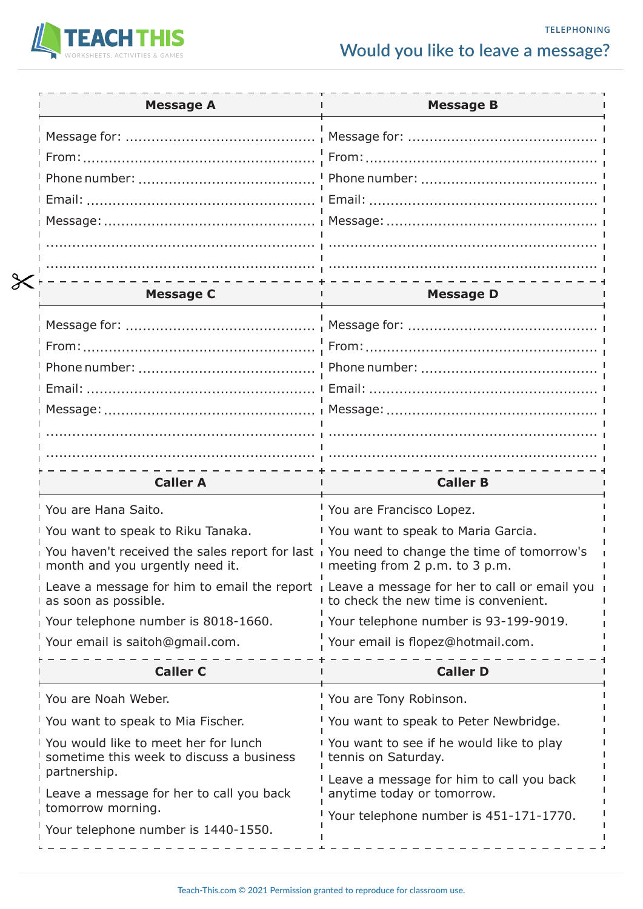Would you like to leave a message?

### Message A

Message for: ..........................................

From: ..........................................

Phone number: ..........................................

Email: ..........................................

Message: ..........................................

..........................................

..........................................

### Message B

Message for: ..........................................

From: ..........................................

Phone number: ..........................................

Email: ..........................................

Message: ..........................................

..........................................

..........................................

### Message C

Message for: ..........................................

From: ..........................................

Phone number: ..........................................

Email: ..........................................

Message: ..........................................

..........................................

..........................................

### Message D

Message for: ..........................................

From: ..........................................

Phone number: ..........................................

Email: ..........................................

Message: ..........................................

..........................................

..........................................

### Caller A

You are Hana Saito.

You want to speak to Riku Tanaka.

You haven't received the sales report for last month and you urgently need it.

Leave a message for him to email the report as soon as possible.

Your telephone number is 8018-1660.

Your email is saitoh@gmail.com.

### Caller B

You are Francisco Lopez.

You want to speak to Maria Garcia.

You need to change the time of tomorrow's meeting from 2 p.m. to 3 p.m.

Leave a message for her to call or email you to check the new time is convenient.

Your telephone number is 93-199-9019.

Your email is flopez@hotmail.com.

### Caller C

You are Noah Weber.

You want to speak to Mia Fischer.

You would like to meet her for lunch sometime this week to discuss a business partnership.

Leave a message for her to call you back tomorrow morning.

Your telephone number is 1440-1550.

### Caller D

You are Tony Robinson.

You want to speak to Peter Newbridge.

You want to see if he would like to play tennis on Saturday.

Leave a message for him to call you back anytime today or tomorrow.

Your telephone number is 451-171-1770.